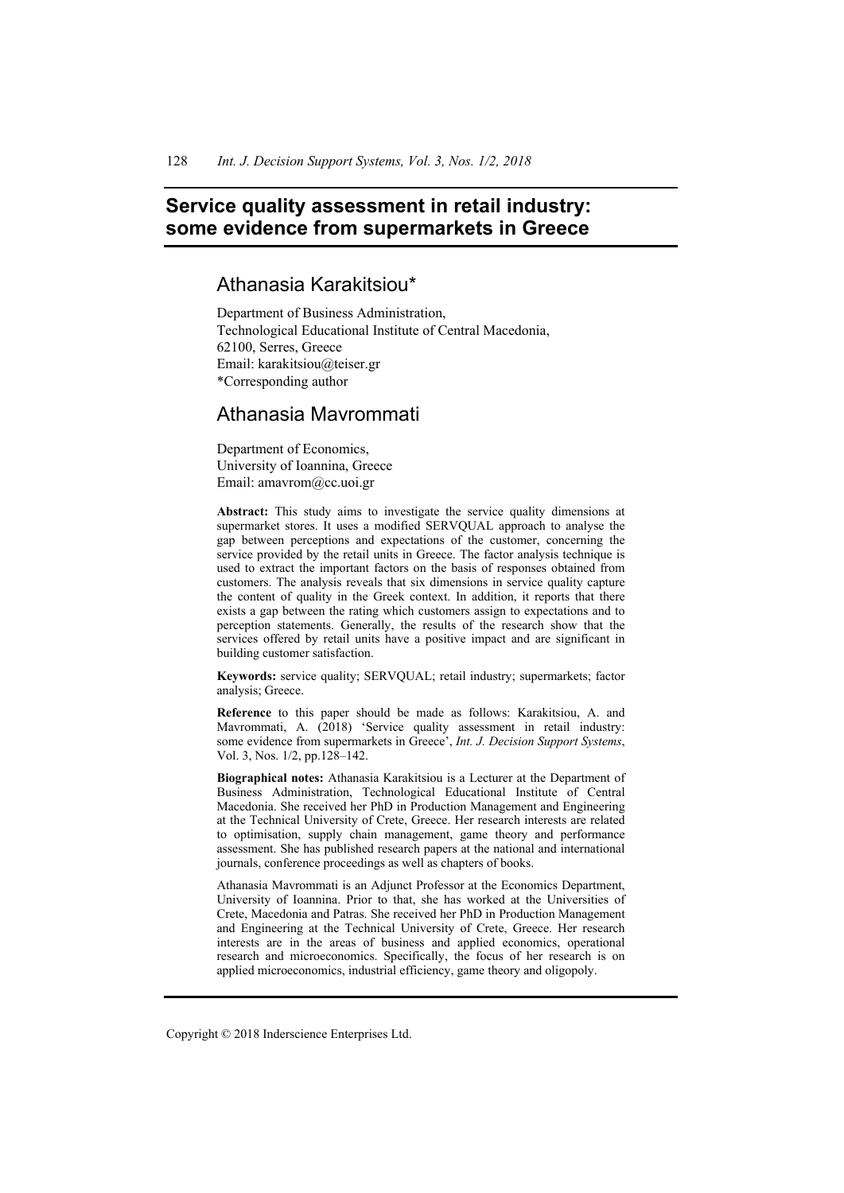# Service quality assessment in retail industry: some evidence from supermarkets in Greece

## Athanasia Karakitsiou*

Department of Business Administration,
Technological Educational Institute of Central Macedonia,
62100, Serres, Greece
Email: karakitsiou@teiser.gr
*Corresponding author

## Athanasia Mavrommati

Department of Economics,
University of Ioannina, Greece
Email: amavrom@cc.uoi.gr

**Abstract:** This study aims to investigate the service quality dimensions at supermarket stores. It uses a modified SERVQUAL approach to analyse the gap between perceptions and expectations of the customer, concerning the service provided by the retail units in Greece. The factor analysis technique is used to extract the important factors on the basis of responses obtained from customers. The analysis reveals that six dimensions in service quality capture the content of quality in the Greek context. In addition, it reports that there exists a gap between the rating which customers assign to expectations and to perception statements. Generally, the results of the research show that the services offered by retail units have a positive impact and are significant in building customer satisfaction.

**Keywords:** service quality; SERVQUAL; retail industry; supermarkets; factor analysis; Greece.

**Reference** to this paper should be made as follows: Karakitsiou, A. and Mavrommati, A. (2018) 'Service quality assessment in retail industry: some evidence from supermarkets in Greece', *Int. J. Decision Support Systems*, Vol. 3, Nos. 1/2, pp.128–142.

**Biographical notes:** Athanasia Karakitsiou is a Lecturer at the Department of Business Administration, Technological Educational Institute of Central Macedonia. She received her PhD in Production Management and Engineering at the Technical University of Crete, Greece. Her research interests are related to optimisation, supply chain management, game theory and performance assessment. She has published research papers at the national and international journals, conference proceedings as well as chapters of books.

Athanasia Mavrommati is an Adjunct Professor at the Economics Department, University of Ioannina. Prior to that, she has worked at the Universities of Crete, Macedonia and Patras. She received her PhD in Production Management and Engineering at the Technical University of Crete, Greece. Her research interests are in the areas of business and applied economics, operational research and microeconomics. Specifically, the focus of her research is on applied microeconomics, industrial efficiency, game theory and oligopoly.

Copyright © 2018 Inderscience Enterprises Ltd.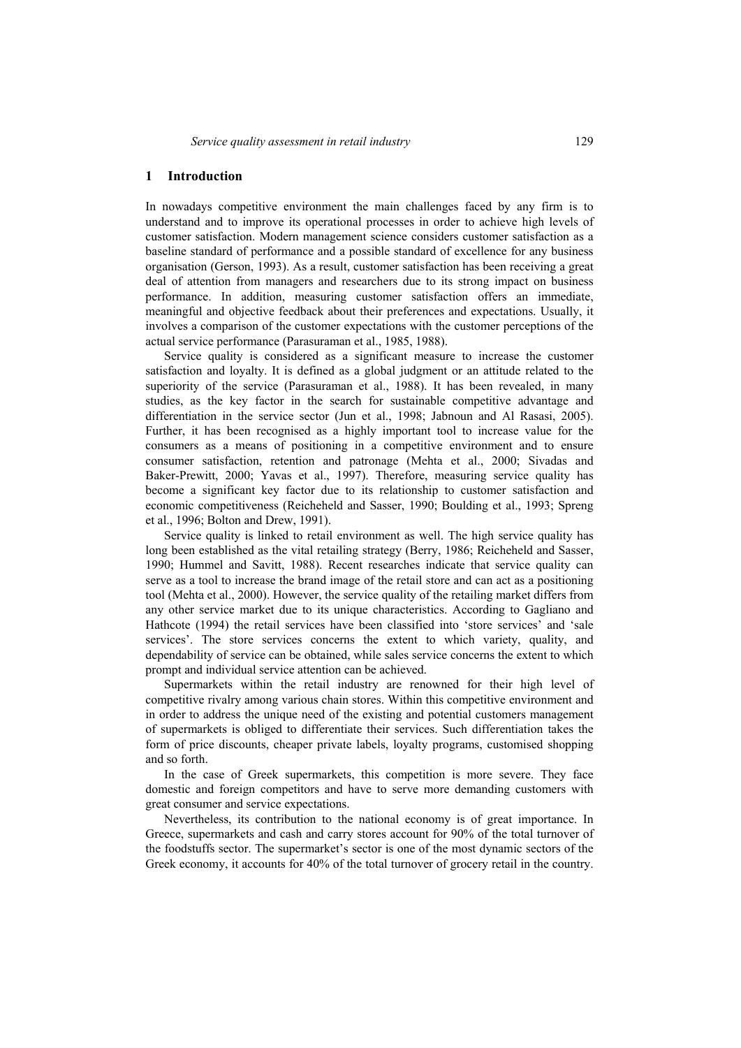## 1 Introduction

In nowadays competitive environment the main challenges faced by any firm is to understand and to improve its operational processes in order to achieve high levels of customer satisfaction. Modern management science considers customer satisfaction as a baseline standard of performance and a possible standard of excellence for any business organisation (Gerson, 1993). As a result, customer satisfaction has been receiving a great deal of attention from managers and researchers due to its strong impact on business performance. In addition, measuring customer satisfaction offers an immediate, meaningful and objective feedback about their preferences and expectations. Usually, it involves a comparison of the customer expectations with the customer perceptions of the actual service performance (Parasuraman et al., 1985, 1988).

Service quality is considered as a significant measure to increase the customer satisfaction and loyalty. It is defined as a global judgment or an attitude related to the superiority of the service (Parasuraman et al., 1988). It has been revealed, in many studies, as the key factor in the search for sustainable competitive advantage and differentiation in the service sector (Jun et al., 1998; Jabnoun and Al Rasasi, 2005). Further, it has been recognised as a highly important tool to increase value for the consumers as a means of positioning in a competitive environment and to ensure consumer satisfaction, retention and patronage (Mehta et al., 2000; Sivadas and Baker-Prewitt, 2000; Yavas et al., 1997). Therefore, measuring service quality has become a significant key factor due to its relationship to customer satisfaction and economic competitiveness (Reicheheld and Sasser, 1990; Boulding et al., 1993; Spreng et al., 1996; Bolton and Drew, 1991).

Service quality is linked to retail environment as well. The high service quality has long been established as the vital retailing strategy (Berry, 1986; Reicheheld and Sasser, 1990; Hummel and Savitt, 1988). Recent researches indicate that service quality can serve as a tool to increase the brand image of the retail store and can act as a positioning tool (Mehta et al., 2000). However, the service quality of the retailing market differs from any other service market due to its unique characteristics. According to Gagliano and Hathcote (1994) the retail services have been classified into 'store services' and 'sale services'. The store services concerns the extent to which variety, quality, and dependability of service can be obtained, while sales service concerns the extent to which prompt and individual service attention can be achieved.

Supermarkets within the retail industry are renowned for their high level of competitive rivalry among various chain stores. Within this competitive environment and in order to address the unique need of the existing and potential customers management of supermarkets is obliged to differentiate their services. Such differentiation takes the form of price discounts, cheaper private labels, loyalty programs, customised shopping and so forth.

In the case of Greek supermarkets, this competition is more severe. They face domestic and foreign competitors and have to serve more demanding customers with great consumer and service expectations.

Nevertheless, its contribution to the national economy is of great importance. In Greece, supermarkets and cash and carry stores account for 90% of the total turnover of the foodstuffs sector. The supermarket's sector is one of the most dynamic sectors of the Greek economy, it accounts for 40% of the total turnover of grocery retail in the country.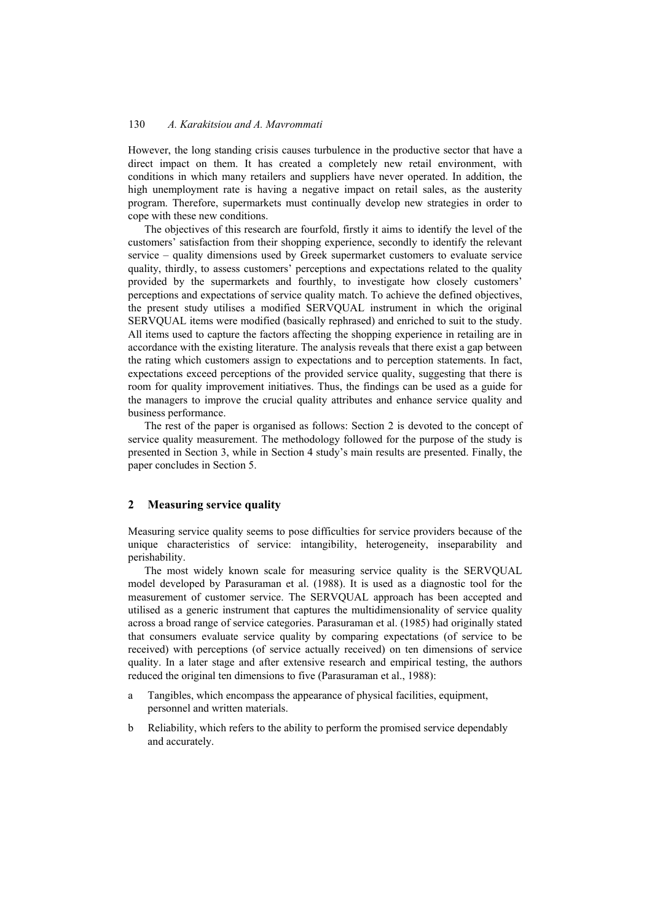However, the long standing crisis causes turbulence in the productive sector that have a direct impact on them. It has created a completely new retail environment, with conditions in which many retailers and suppliers have never operated. In addition, the high unemployment rate is having a negative impact on retail sales, as the austerity program. Therefore, supermarkets must continually develop new strategies in order to cope with these new conditions.

The objectives of this research are fourfold, firstly it aims to identify the level of the customers' satisfaction from their shopping experience, secondly to identify the relevant service – quality dimensions used by Greek supermarket customers to evaluate service quality, thirdly, to assess customers' perceptions and expectations related to the quality provided by the supermarkets and fourthly, to investigate how closely customers' perceptions and expectations of service quality match. To achieve the defined objectives, the present study utilises a modified SERVQUAL instrument in which the original SERVQUAL items were modified (basically rephrased) and enriched to suit to the study. All items used to capture the factors affecting the shopping experience in retailing are in accordance with the existing literature. The analysis reveals that there exist a gap between the rating which customers assign to expectations and to perception statements. In fact, expectations exceed perceptions of the provided service quality, suggesting that there is room for quality improvement initiatives. Thus, the findings can be used as a guide for the managers to improve the crucial quality attributes and enhance service quality and business performance.

The rest of the paper is organised as follows: Section 2 is devoted to the concept of service quality measurement. The methodology followed for the purpose of the study is presented in Section 3, while in Section 4 study's main results are presented. Finally, the paper concludes in Section 5.

## 2 Measuring service quality

Measuring service quality seems to pose difficulties for service providers because of the unique characteristics of service: intangibility, heterogeneity, inseparability and perishability.

The most widely known scale for measuring service quality is the SERVQUAL model developed by Parasuraman et al. (1988). It is used as a diagnostic tool for the measurement of customer service. The SERVQUAL approach has been accepted and utilised as a generic instrument that captures the multidimensionality of service quality across a broad range of service categories. Parasuraman et al. (1985) had originally stated that consumers evaluate service quality by comparing expectations (of service to be received) with perceptions (of service actually received) on ten dimensions of service quality. In a later stage and after extensive research and empirical testing, the authors reduced the original ten dimensions to five (Parasuraman et al., 1988):

a Tangibles, which encompass the appearance of physical facilities, equipment, personnel and written materials.

b Reliability, which refers to the ability to perform the promised service dependably and accurately.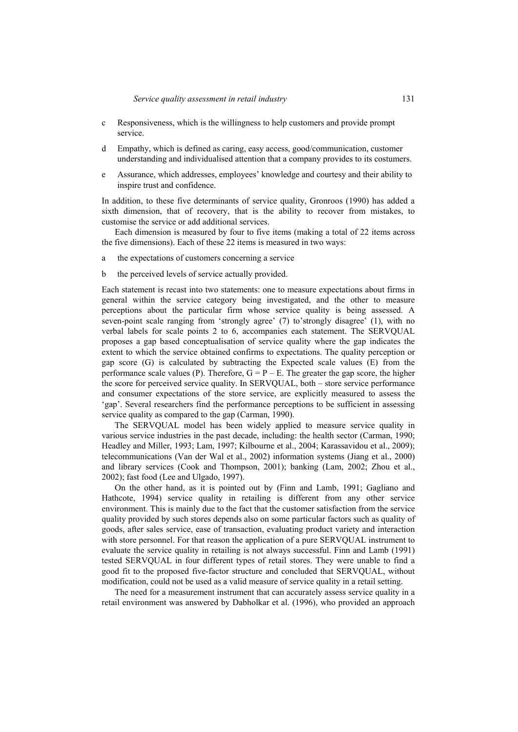c Responsiveness, which is the willingness to help customers and provide prompt service.

d Empathy, which is defined as caring, easy access, good/communication, customer understanding and individualised attention that a company provides to its costumers.

e Assurance, which addresses, employees' knowledge and courtesy and their ability to inspire trust and confidence.

In addition, to these five determinants of service quality, Gronroos (1990) has added a sixth dimension, that of recovery, that is the ability to recover from mistakes, to customise the service or add additional services.

Each dimension is measured by four to five items (making a total of 22 items across the five dimensions). Each of these 22 items is measured in two ways:

a the expectations of customers concerning a service

b the perceived levels of service actually provided.

Each statement is recast into two statements: one to measure expectations about firms in general within the service category being investigated, and the other to measure perceptions about the particular firm whose service quality is being assessed. A seven-point scale ranging from 'strongly agree' (7) to'strongly disagree' (1), with no verbal labels for scale points 2 to 6, accompanies each statement. The SERVQUAL proposes a gap based conceptualisation of service quality where the gap indicates the extent to which the service obtained confirms to expectations. The quality perception or gap score (G) is calculated by subtracting the Expected scale values (E) from the performance scale values (P). Therefore, $G = P - E$. The greater the gap score, the higher the score for perceived service quality. In SERVQUAL, both – store service performance and consumer expectations of the store service, are explicitly measured to assess the 'gap'. Several researchers find the performance perceptions to be sufficient in assessing service quality as compared to the gap (Carman, 1990).

The SERVQUAL model has been widely applied to measure service quality in various service industries in the past decade, including: the health sector (Carman, 1990; Headley and Miller, 1993; Lam, 1997; Kilbourne et al., 2004; Karassavidou et al., 2009); telecommunications (Van der Wal et al., 2002) information systems (Jiang et al., 2000) and library services (Cook and Thompson, 2001); banking (Lam, 2002; Zhou et al., 2002); fast food (Lee and Ulgado, 1997).

On the other hand, as it is pointed out by (Finn and Lamb, 1991; Gagliano and Hathcote, 1994) service quality in retailing is different from any other service environment. This is mainly due to the fact that the customer satisfaction from the service quality provided by such stores depends also on some particular factors such as quality of goods, after sales service, ease of transaction, evaluating product variety and interaction with store personnel. For that reason the application of a pure SERVQUAL instrument to evaluate the service quality in retailing is not always successful. Finn and Lamb (1991) tested SERVQUAL in four different types of retail stores. They were unable to find a good fit to the proposed five-factor structure and concluded that SERVQUAL, without modification, could not be used as a valid measure of service quality in a retail setting.

The need for a measurement instrument that can accurately assess service quality in a retail environment was answered by Dabholkar et al. (1996), who provided an approach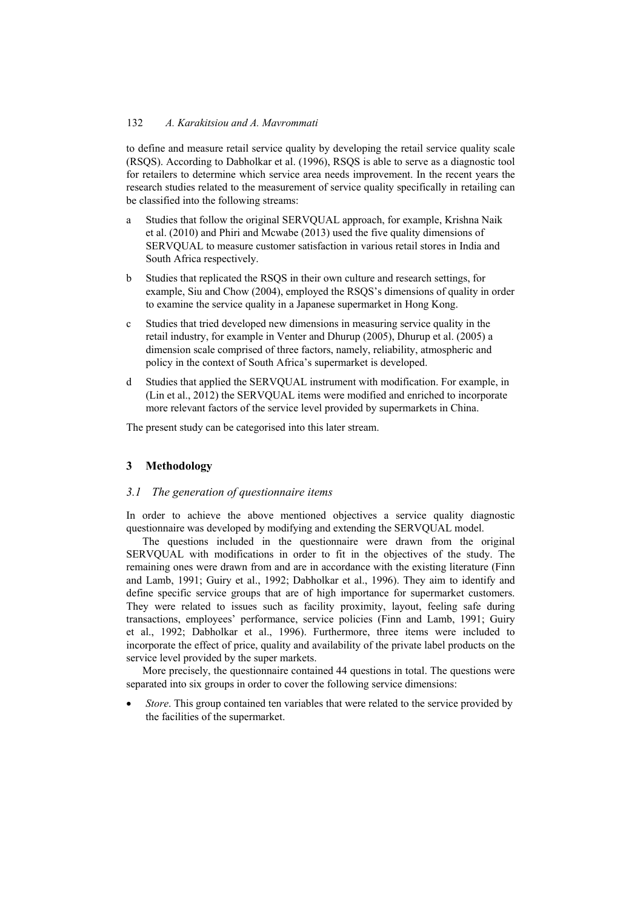to define and measure retail service quality by developing the retail service quality scale (RSQS). According to Dabholkar et al. (1996), RSQS is able to serve as a diagnostic tool for retailers to determine which service area needs improvement. In the recent years the research studies related to the measurement of service quality specifically in retailing can be classified into the following streams:

a Studies that follow the original SERVQUAL approach, for example, Krishna Naik et al. (2010) and Phiri and Mcwabe (2013) used the five quality dimensions of SERVQUAL to measure customer satisfaction in various retail stores in India and South Africa respectively.

b Studies that replicated the RSQS in their own culture and research settings, for example, Siu and Chow (2004), employed the RSQS's dimensions of quality in order to examine the service quality in a Japanese supermarket in Hong Kong.

c Studies that tried developed new dimensions in measuring service quality in the retail industry, for example in Venter and Dhurup (2005), Dhurup et al. (2005) a dimension scale comprised of three factors, namely, reliability, atmospheric and policy in the context of South Africa's supermarket is developed.

d Studies that applied the SERVQUAL instrument with modification. For example, in (Lin et al., 2012) the SERVQUAL items were modified and enriched to incorporate more relevant factors of the service level provided by supermarkets in China.

The present study can be categorised into this later stream.

## 3 Methodology

### 3.1 The generation of questionnaire items

In order to achieve the above mentioned objectives a service quality diagnostic questionnaire was developed by modifying and extending the SERVQUAL model.

The questions included in the questionnaire were drawn from the original SERVQUAL with modifications in order to fit in the objectives of the study. The remaining ones were drawn from and are in accordance with the existing literature (Finn and Lamb, 1991; Guiry et al., 1992; Dabholkar et al., 1996). They aim to identify and define specific service groups that are of high importance for supermarket customers. They were related to issues such as facility proximity, layout, feeling safe during transactions, employees' performance, service policies (Finn and Lamb, 1991; Guiry et al., 1992; Dabholkar et al., 1996). Furthermore, three items were included to incorporate the effect of price, quality and availability of the private label products on the service level provided by the super markets.

More precisely, the questionnaire contained 44 questions in total. The questions were separated into six groups in order to cover the following service dimensions:

- *Store*. This group contained ten variables that were related to the service provided by the facilities of the supermarket.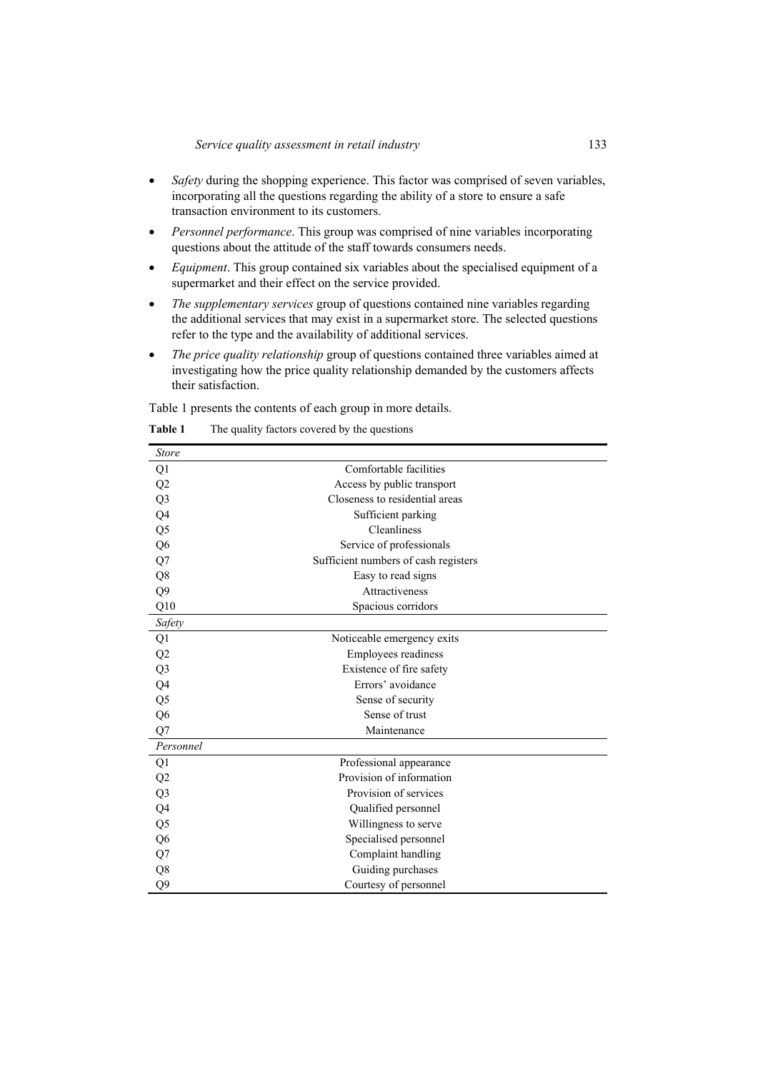- *Safety* during the shopping experience. This factor was comprised of seven variables, incorporating all the questions regarding the ability of a store to ensure a safe transaction environment to its customers.
- *Personnel performance*. This group was comprised of nine variables incorporating questions about the attitude of the staff towards consumers needs.
- *Equipment*. This group contained six variables about the specialised equipment of a supermarket and their effect on the service provided.
- *The supplementary services* group of questions contained nine variables regarding the additional services that may exist in a supermarket store. The selected questions refer to the type and the availability of additional services.
- *The price quality relationship* group of questions contained three variables aimed at investigating how the price quality relationship demanded by the customers affects their satisfaction.

Table 1 presents the contents of each group in more details.

**Table 1** The quality factors covered by the questions

| *Store* | |
|---|---|
| Q1 | Comfortable facilities |
| Q2 | Access by public transport |
| Q3 | Closeness to residential areas |
| Q4 | Sufficient parking |
| Q5 | Cleanliness |
| Q6 | Service of professionals |
| Q7 | Sufficient numbers of cash registers |
| Q8 | Easy to read signs |
| Q9 | Attractiveness |
| Q10 | Spacious corridors |
| *Safety* | |
| Q1 | Noticeable emergency exits |
| Q2 | Employees readiness |
| Q3 | Existence of fire safety |
| Q4 | Errors' avoidance |
| Q5 | Sense of security |
| Q6 | Sense of trust |
| Q7 | Maintenance |
| *Personnel* | |
| Q1 | Professional appearance |
| Q2 | Provision of information |
| Q3 | Provision of services |
| Q4 | Qualified personnel |
| Q5 | Willingness to serve |
| Q6 | Specialised personnel |
| Q7 | Complaint handling |
| Q8 | Guiding purchases |
| Q9 | Courtesy of personnel |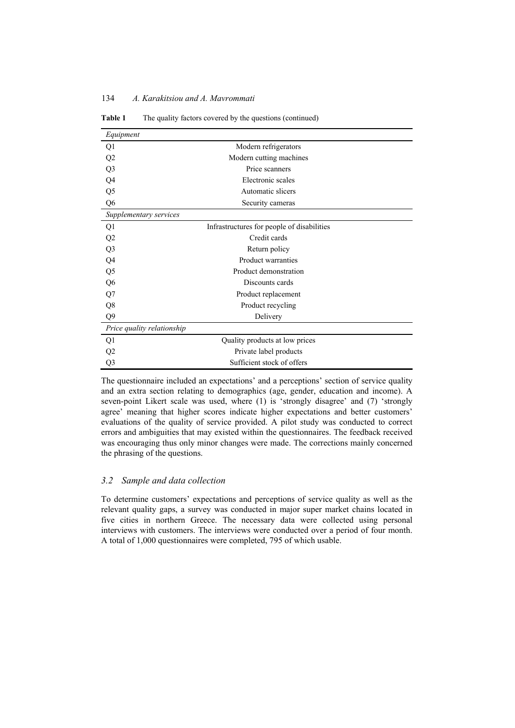**Table 1** The quality factors covered by the questions (continued)

| | |
|---|---|
| *Equipment* | |
| Q1 | Modern refrigerators |
| Q2 | Modern cutting machines |
| Q3 | Price scanners |
| Q4 | Electronic scales |
| Q5 | Automatic slicers |
| Q6 | Security cameras |
| *Supplementary services* | |
| Q1 | Infrastructures for people of disabilities |
| Q2 | Credit cards |
| Q3 | Return policy |
| Q4 | Product warranties |
| Q5 | Product demonstration |
| Q6 | Discounts cards |
| Q7 | Product replacement |
| Q8 | Product recycling |
| Q9 | Delivery |
| *Price quality relationship* | |
| Q1 | Quality products at low prices |
| Q2 | Private label products |
| Q3 | Sufficient stock of offers |

The questionnaire included an expectations' and a perceptions' section of service quality and an extra section relating to demographics (age, gender, education and income). A seven-point Likert scale was used, where (1) is 'strongly disagree' and (7) 'strongly agree' meaning that higher scores indicate higher expectations and better customers' evaluations of the quality of service provided. A pilot study was conducted to correct errors and ambiguities that may existed within the questionnaires. The feedback received was encouraging thus only minor changes were made. The corrections mainly concerned the phrasing of the questions.

### *3.2 Sample and data collection*

To determine customers' expectations and perceptions of service quality as well as the relevant quality gaps, a survey was conducted in major super market chains located in five cities in northern Greece. The necessary data were collected using personal interviews with customers. The interviews were conducted over a period of four month. A total of 1,000 questionnaires were completed, 795 of which usable.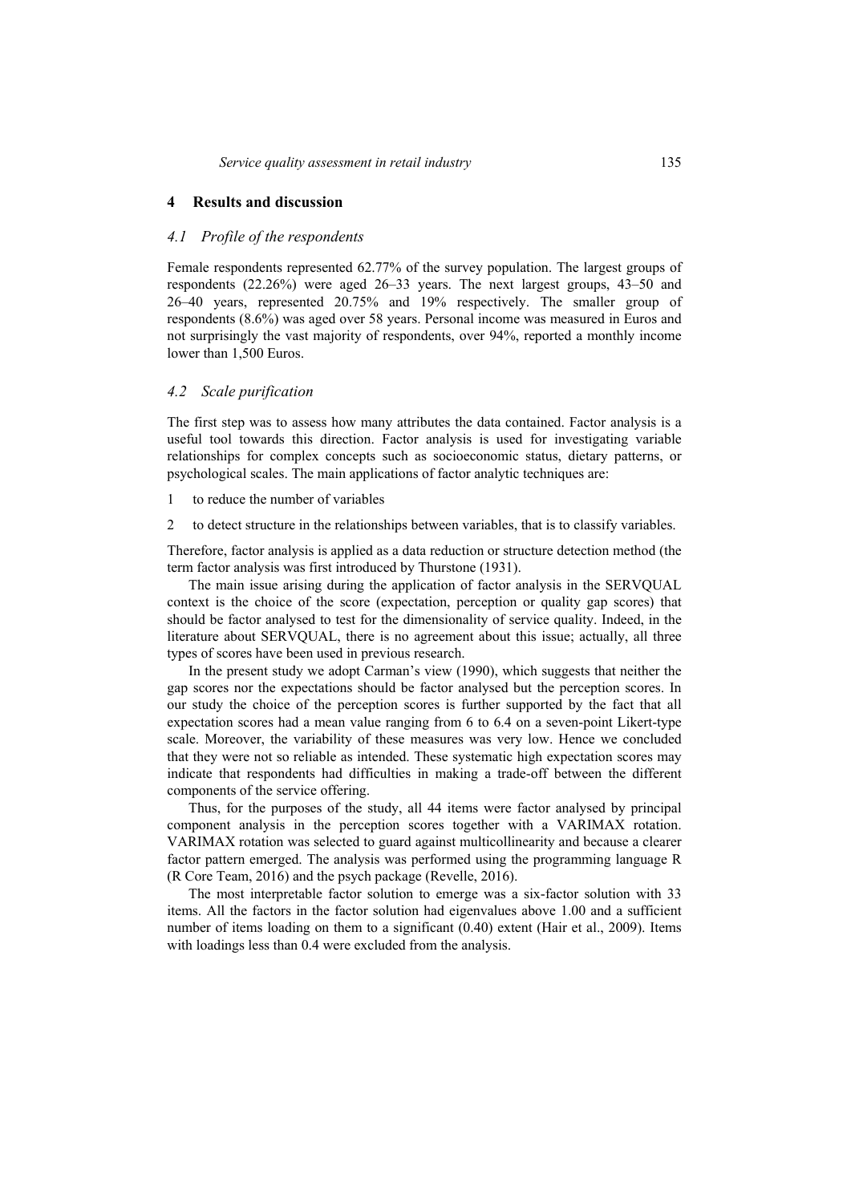## 4 Results and discussion

### *4.1 Profile of the respondents*

Female respondents represented 62.77% of the survey population. The largest groups of respondents (22.26%) were aged 26–33 years. The next largest groups, 43–50 and 26–40 years, represented 20.75% and 19% respectively. The smaller group of respondents (8.6%) was aged over 58 years. Personal income was measured in Euros and not surprisingly the vast majority of respondents, over 94%, reported a monthly income lower than 1,500 Euros.

### *4.2 Scale purification*

The first step was to assess how many attributes the data contained. Factor analysis is a useful tool towards this direction. Factor analysis is used for investigating variable relationships for complex concepts such as socioeconomic status, dietary patterns, or psychological scales. The main applications of factor analytic techniques are:

1. to reduce the number of variables
2. to detect structure in the relationships between variables, that is to classify variables.

Therefore, factor analysis is applied as a data reduction or structure detection method (the term factor analysis was first introduced by Thurstone (1931).

The main issue arising during the application of factor analysis in the SERVQUAL context is the choice of the score (expectation, perception or quality gap scores) that should be factor analysed to test for the dimensionality of service quality. Indeed, in the literature about SERVQUAL, there is no agreement about this issue; actually, all three types of scores have been used in previous research.

In the present study we adopt Carman's view (1990), which suggests that neither the gap scores nor the expectations should be factor analysed but the perception scores. In our study the choice of the perception scores is further supported by the fact that all expectation scores had a mean value ranging from 6 to 6.4 on a seven-point Likert-type scale. Moreover, the variability of these measures was very low. Hence we concluded that they were not so reliable as intended. These systematic high expectation scores may indicate that respondents had difficulties in making a trade-off between the different components of the service offering.

Thus, for the purposes of the study, all 44 items were factor analysed by principal component analysis in the perception scores together with a VARIMAX rotation. VARIMAX rotation was selected to guard against multicollinearity and because a clearer factor pattern emerged. The analysis was performed using the programming language R (R Core Team, 2016) and the psych package (Revelle, 2016).

The most interpretable factor solution to emerge was a six-factor solution with 33 items. All the factors in the factor solution had eigenvalues above 1.00 and a sufficient number of items loading on them to a significant (0.40) extent (Hair et al., 2009). Items with loadings less than 0.4 were excluded from the analysis.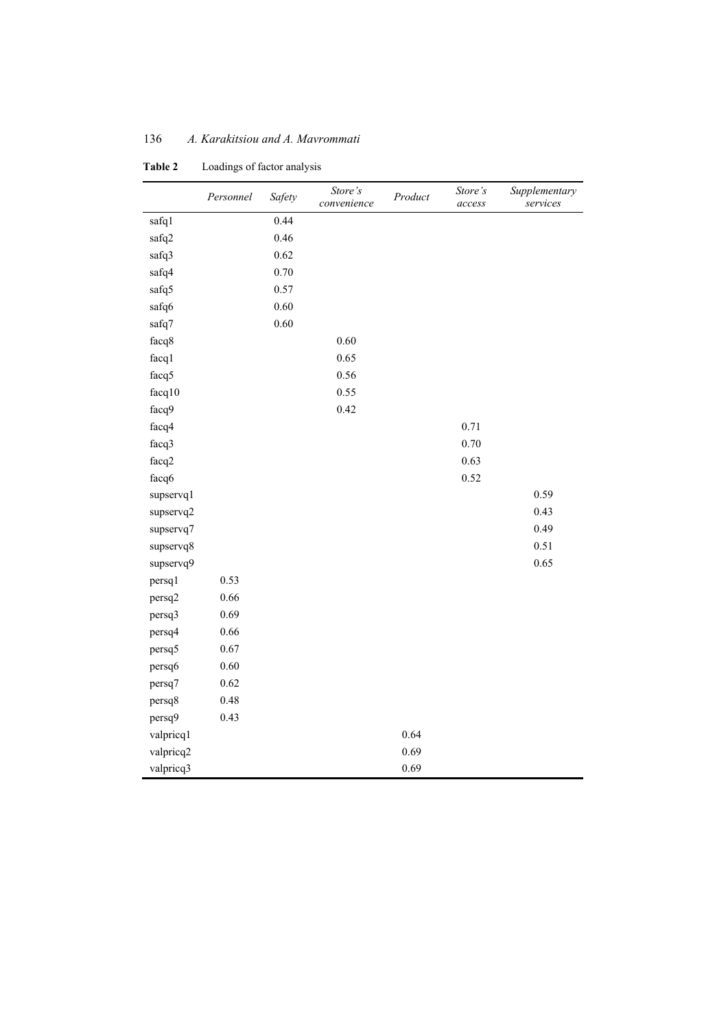**Table 2** Loadings of factor analysis

| | *Personnel* | *Safety* | *Store's convenience* | *Product* | *Store's access* | *Supplementary services* |
|---|---|---|---|---|---|---|
| safq1 | | 0.44 | | | | |
| safq2 | | 0.46 | | | | |
| safq3 | | 0.62 | | | | |
| safq4 | | 0.70 | | | | |
| safq5 | | 0.57 | | | | |
| safq6 | | 0.60 | | | | |
| safq7 | | 0.60 | | | | |
| facq8 | | | 0.60 | | | |
| facq1 | | | 0.65 | | | |
| facq5 | | | 0.56 | | | |
| facq10 | | | 0.55 | | | |
| facq9 | | | 0.42 | | | |
| facq4 | | | | | 0.71 | |
| facq3 | | | | | 0.70 | |
| facq2 | | | | | 0.63 | |
| facq6 | | | | | 0.52 | |
| supservq1 | | | | | | 0.59 |
| supservq2 | | | | | | 0.43 |
| supservq7 | | | | | | 0.49 |
| supservq8 | | | | | | 0.51 |
| supservq9 | | | | | | 0.65 |
| persq1 | 0.53 | | | | | |
| persq2 | 0.66 | | | | | |
| persq3 | 0.69 | | | | | |
| persq4 | 0.66 | | | | | |
| persq5 | 0.67 | | | | | |
| persq6 | 0.60 | | | | | |
| persq7 | 0.62 | | | | | |
| persq8 | 0.48 | | | | | |
| persq9 | 0.43 | | | | | |
| valpricq1 | | | | 0.64 | | |
| valpricq2 | | | | 0.69 | | |
| valpricq3 | | | | 0.69 | | |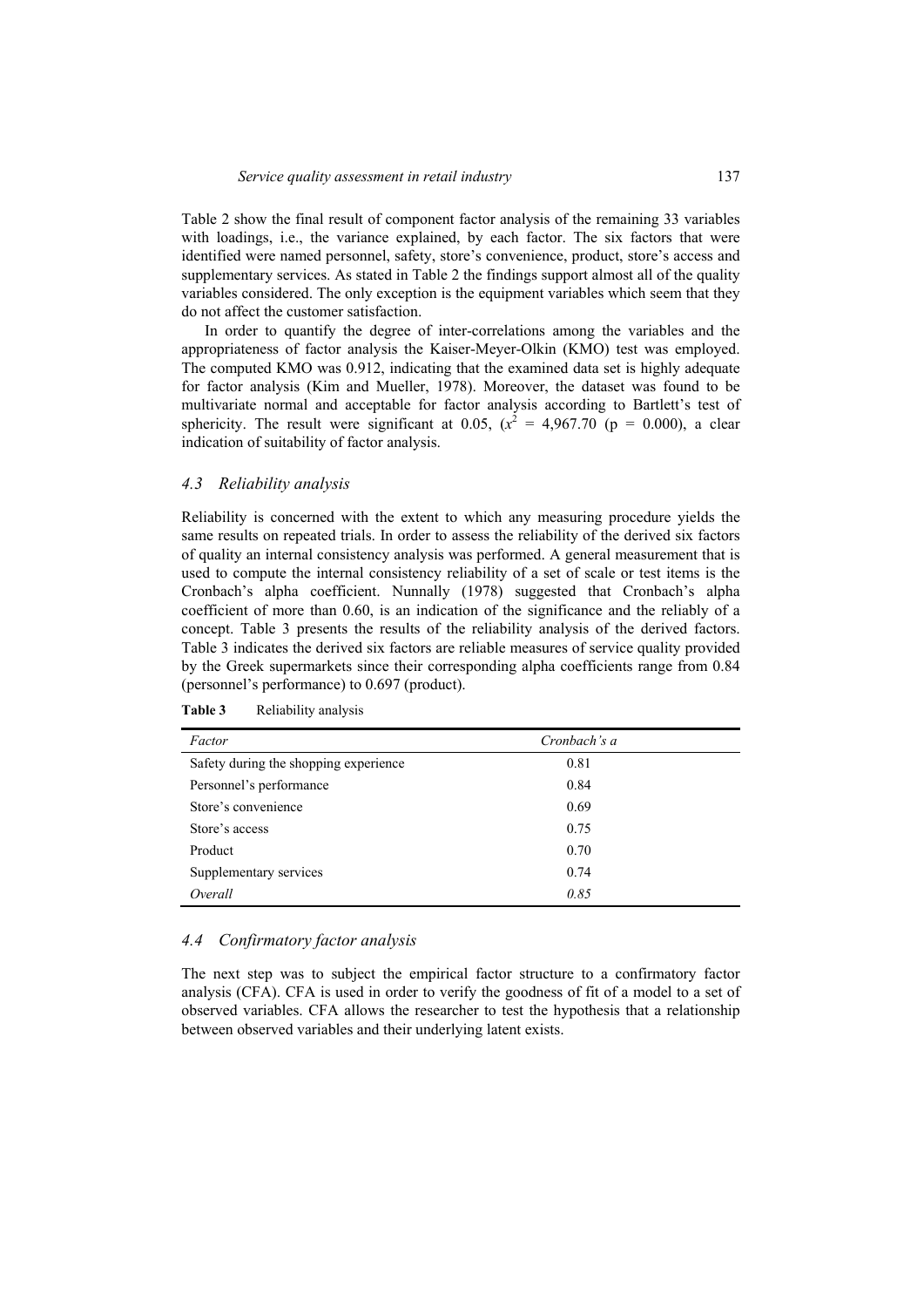Table 2 show the final result of component factor analysis of the remaining 33 variables with loadings, i.e., the variance explained, by each factor. The six factors that were identified were named personnel, safety, store's convenience, product, store's access and supplementary services. As stated in Table 2 the findings support almost all of the quality variables considered. The only exception is the equipment variables which seem that they do not affect the customer satisfaction.

In order to quantify the degree of inter-correlations among the variables and the appropriateness of factor analysis the Kaiser-Meyer-Olkin (KMO) test was employed. The computed KMO was 0.912, indicating that the examined data set is highly adequate for factor analysis (Kim and Mueller, 1978). Moreover, the dataset was found to be multivariate normal and acceptable for factor analysis according to Bartlett's test of sphericity. The result were significant at 0.05, ($x^2$ = 4,967.70 (p = 0.000), a clear indication of suitability of factor analysis.

### *4.3 Reliability analysis*

Reliability is concerned with the extent to which any measuring procedure yields the same results on repeated trials. In order to assess the reliability of the derived six factors of quality an internal consistency analysis was performed. A general measurement that is used to compute the internal consistency reliability of a set of scale or test items is the Cronbach's alpha coefficient. Nunnally (1978) suggested that Cronbach's alpha coefficient of more than 0.60, is an indication of the significance and the reliably of a concept. Table 3 presents the results of the reliability analysis of the derived factors. Table 3 indicates the derived six factors are reliable measures of service quality provided by the Greek supermarkets since their corresponding alpha coefficients range from 0.84 (personnel's performance) to 0.697 (product).

**Table 3** Reliability analysis

| *Factor* | *Cronbach's a* |
|---|---|
| Safety during the shopping experience | 0.81 |
| Personnel's performance | 0.84 |
| Store's convenience | 0.69 |
| Store's access | 0.75 |
| Product | 0.70 |
| Supplementary services | 0.74 |
| *Overall* | *0.85* |

### *4.4 Confirmatory factor analysis*

The next step was to subject the empirical factor structure to a confirmatory factor analysis (CFA). CFA is used in order to verify the goodness of fit of a model to a set of observed variables. CFA allows the researcher to test the hypothesis that a relationship between observed variables and their underlying latent exists.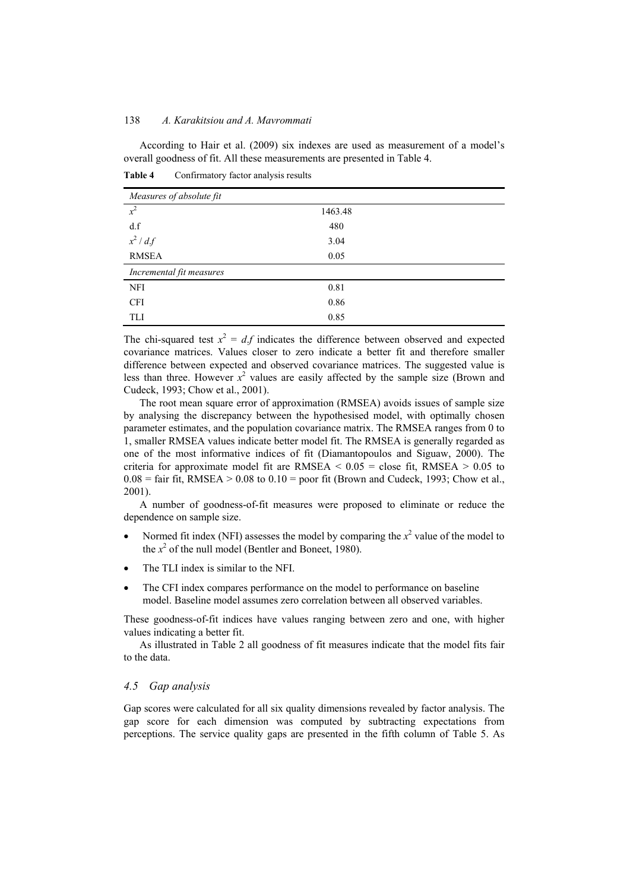According to Hair et al. (2009) six indexes are used as measurement of a model's overall goodness of fit. All these measurements are presented in Table 4.

**Table 4** Confirmatory factor analysis results

| | |
|---|---|
| *Measures of absolute fit* | |
| $x^2$ | 1463.48 |
| d.f | 480 |
| $x^2 / d.f$ | 3.04 |
| RMSEA | 0.05 |
| *Incremental fit measures* | |
| NFI | 0.81 |
| CFI | 0.86 |
| TLI | 0.85 |

The chi-squared test $x^2 = d.f$ indicates the difference between observed and expected covariance matrices. Values closer to zero indicate a better fit and therefore smaller difference between expected and observed covariance matrices. The suggested value is less than three. However $x^2$ values are easily affected by the sample size (Brown and Cudeck, 1993; Chow et al., 2001).

The root mean square error of approximation (RMSEA) avoids issues of sample size by analysing the discrepancy between the hypothesised model, with optimally chosen parameter estimates, and the population covariance matrix. The RMSEA ranges from 0 to 1, smaller RMSEA values indicate better model fit. The RMSEA is generally regarded as one of the most informative indices of fit (Diamantopoulos and Siguaw, 2000). The criteria for approximate model fit are RMSEA < 0.05 = close fit, RMSEA > 0.05 to 0.08 = fair fit, RMSEA > 0.08 to 0.10 = poor fit (Brown and Cudeck, 1993; Chow et al., 2001).

A number of goodness-of-fit measures were proposed to eliminate or reduce the dependence on sample size.

- Normed fit index (NFI) assesses the model by comparing the $x^2$ value of the model to the $x^2$ of the null model (Bentler and Boneet, 1980).
- The TLI index is similar to the NFI.
- The CFI index compares performance on the model to performance on baseline model. Baseline model assumes zero correlation between all observed variables.

These goodness-of-fit indices have values ranging between zero and one, with higher values indicating a better fit.

As illustrated in Table 2 all goodness of fit measures indicate that the model fits fair to the data.

### *4.5 Gap analysis*

Gap scores were calculated for all six quality dimensions revealed by factor analysis. The gap score for each dimension was computed by subtracting expectations from perceptions. The service quality gaps are presented in the fifth column of Table 5. As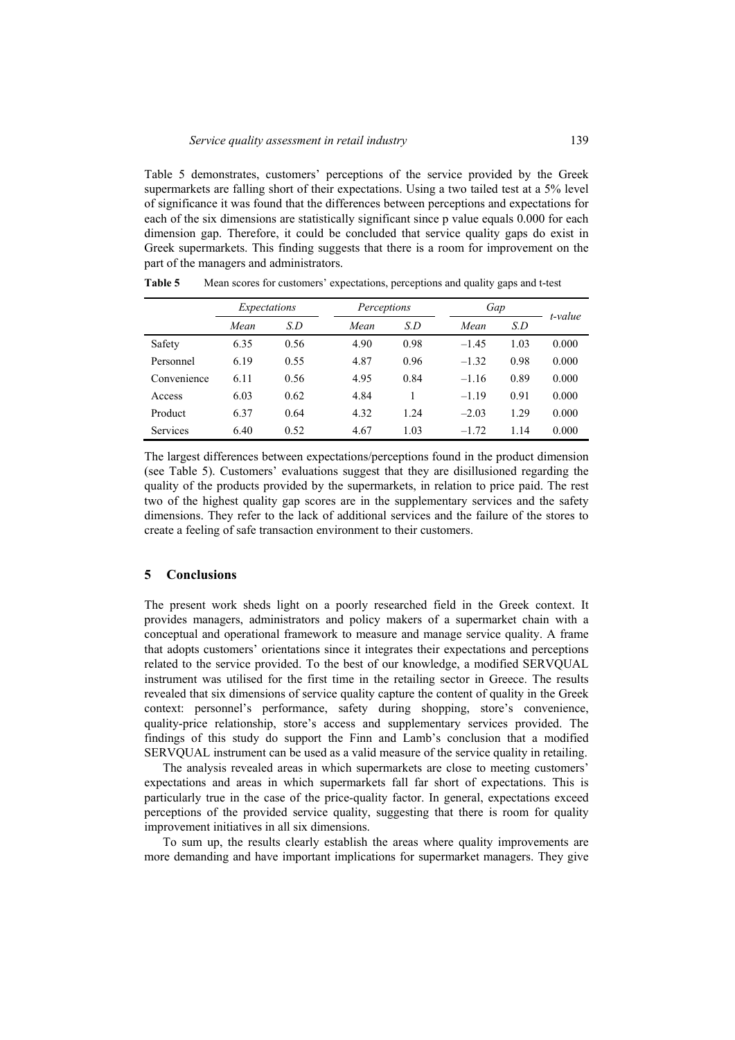Table 5 demonstrates, customers' perceptions of the service provided by the Greek supermarkets are falling short of their expectations. Using a two tailed test at a 5% level of significance it was found that the differences between perceptions and expectations for each of the six dimensions are statistically significant since p value equals 0.000 for each dimension gap. Therefore, it could be concluded that service quality gaps do exist in Greek supermarkets. This finding suggests that there is a room for improvement on the part of the managers and administrators.

**Table 5** Mean scores for customers' expectations, perceptions and quality gaps and t-test

| | *Expectations* | | *Perceptions* | | *Gap* | | *t-value* |
|---|---|---|---|---|---|---|---|
| | *Mean* | *S.D* | *Mean* | *S.D* | *Mean* | *S.D* | |
| Safety | 6.35 | 0.56 | 4.90 | 0.98 | –1.45 | 1.03 | 0.000 |
| Personnel | 6.19 | 0.55 | 4.87 | 0.96 | –1.32 | 0.98 | 0.000 |
| Convenience | 6.11 | 0.56 | 4.95 | 0.84 | –1.16 | 0.89 | 0.000 |
| Access | 6.03 | 0.62 | 4.84 | 1 | –1.19 | 0.91 | 0.000 |
| Product | 6.37 | 0.64 | 4.32 | 1.24 | –2.03 | 1.29 | 0.000 |
| Services | 6.40 | 0.52 | 4.67 | 1.03 | –1.72 | 1.14 | 0.000 |

The largest differences between expectations/perceptions found in the product dimension (see Table 5). Customers' evaluations suggest that they are disillusioned regarding the quality of the products provided by the supermarkets, in relation to price paid. The rest two of the highest quality gap scores are in the supplementary services and the safety dimensions. They refer to the lack of additional services and the failure of the stores to create a feeling of safe transaction environment to their customers.

## 5 Conclusions

The present work sheds light on a poorly researched field in the Greek context. It provides managers, administrators and policy makers of a supermarket chain with a conceptual and operational framework to measure and manage service quality. A frame that adopts customers' orientations since it integrates their expectations and perceptions related to the service provided. To the best of our knowledge, a modified SERVQUAL instrument was utilised for the first time in the retailing sector in Greece. The results revealed that six dimensions of service quality capture the content of quality in the Greek context: personnel's performance, safety during shopping, store's convenience, quality-price relationship, store's access and supplementary services provided. The findings of this study do support the Finn and Lamb's conclusion that a modified SERVQUAL instrument can be used as a valid measure of the service quality in retailing.

The analysis revealed areas in which supermarkets are close to meeting customers' expectations and areas in which supermarkets fall far short of expectations. This is particularly true in the case of the price-quality factor. In general, expectations exceed perceptions of the provided service quality, suggesting that there is room for quality improvement initiatives in all six dimensions.

To sum up, the results clearly establish the areas where quality improvements are more demanding and have important implications for supermarket managers. They give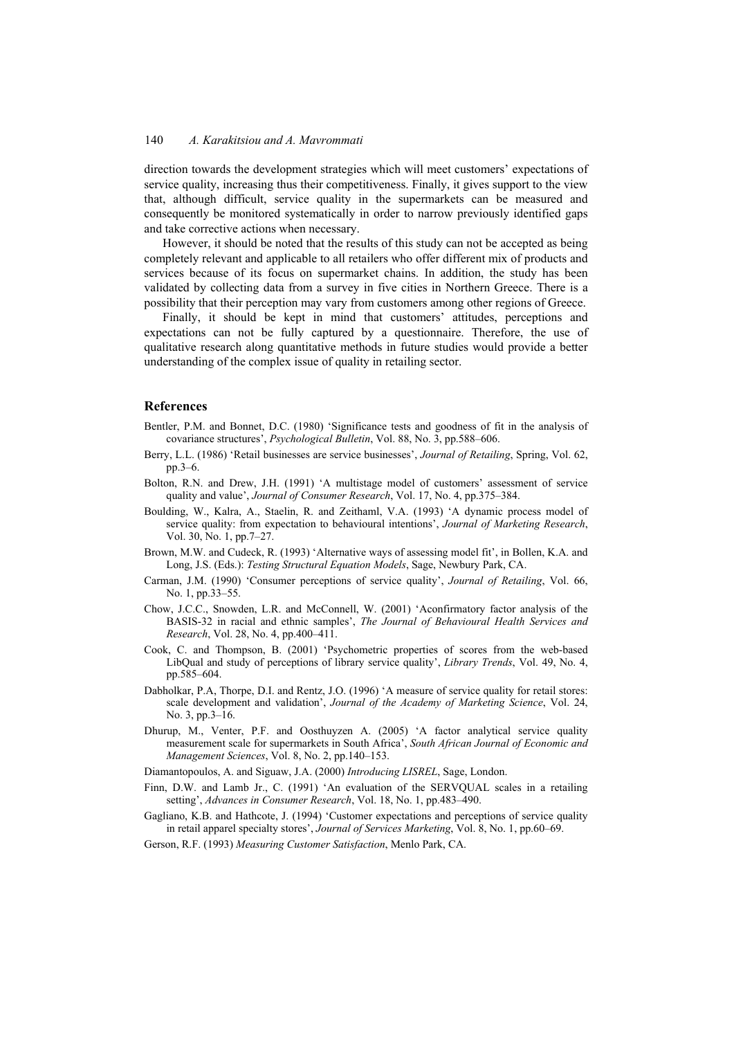direction towards the development strategies which will meet customers' expectations of service quality, increasing thus their competitiveness. Finally, it gives support to the view that, although difficult, service quality in the supermarkets can be measured and consequently be monitored systematically in order to narrow previously identified gaps and take corrective actions when necessary.

However, it should be noted that the results of this study can not be accepted as being completely relevant and applicable to all retailers who offer different mix of products and services because of its focus on supermarket chains. In addition, the study has been validated by collecting data from a survey in five cities in Northern Greece. There is a possibility that their perception may vary from customers among other regions of Greece.

Finally, it should be kept in mind that customers' attitudes, perceptions and expectations can not be fully captured by a questionnaire. Therefore, the use of qualitative research along quantitative methods in future studies would provide a better understanding of the complex issue of quality in retailing sector.

## References

Bentler, P.M. and Bonnet, D.C. (1980) 'Significance tests and goodness of fit in the analysis of covariance structures', *Psychological Bulletin*, Vol. 88, No. 3, pp.588–606.

Berry, L.L. (1986) 'Retail businesses are service businesses', *Journal of Retailing*, Spring, Vol. 62, pp.3–6.

Bolton, R.N. and Drew, J.H. (1991) 'A multistage model of customers' assessment of service quality and value', *Journal of Consumer Research*, Vol. 17, No. 4, pp.375–384.

Boulding, W., Kalra, A., Staelin, R. and Zeithaml, V.A. (1993) 'A dynamic process model of service quality: from expectation to behavioural intentions', *Journal of Marketing Research*, Vol. 30, No. 1, pp.7–27.

Brown, M.W. and Cudeck, R. (1993) 'Alternative ways of assessing model fit', in Bollen, K.A. and Long, J.S. (Eds.): *Testing Structural Equation Models*, Sage, Newbury Park, CA.

Carman, J.M. (1990) 'Consumer perceptions of service quality', *Journal of Retailing*, Vol. 66, No. 1, pp.33–55.

Chow, J.C.C., Snowden, L.R. and McConnell, W. (2001) 'Aconfirmatory factor analysis of the BASIS-32 in racial and ethnic samples', *The Journal of Behavioural Health Services and Research*, Vol. 28, No. 4, pp.400–411.

Cook, C. and Thompson, B. (2001) 'Psychometric properties of scores from the web-based LibQual and study of perceptions of library service quality', *Library Trends*, Vol. 49, No. 4, pp.585–604.

Dabholkar, P.A, Thorpe, D.I. and Rentz, J.O. (1996) 'A measure of service quality for retail stores: scale development and validation', *Journal of the Academy of Marketing Science*, Vol. 24, No. 3, pp.3–16.

Dhurup, M., Venter, P.F. and Oosthuyzen A. (2005) 'A factor analytical service quality measurement scale for supermarkets in South Africa', *South African Journal of Economic and Management Sciences*, Vol. 8, No. 2, pp.140–153.

Diamantopoulos, A. and Siguaw, J.A. (2000) *Introducing LISREL*, Sage, London.

Finn, D.W. and Lamb Jr., C. (1991) 'An evaluation of the SERVQUAL scales in a retailing setting', *Advances in Consumer Research*, Vol. 18, No. 1, pp.483–490.

Gagliano, K.B. and Hathcote, J. (1994) 'Customer expectations and perceptions of service quality in retail apparel specialty stores', *Journal of Services Marketing*, Vol. 8, No. 1, pp.60–69.

Gerson, R.F. (1993) *Measuring Customer Satisfaction*, Menlo Park, CA.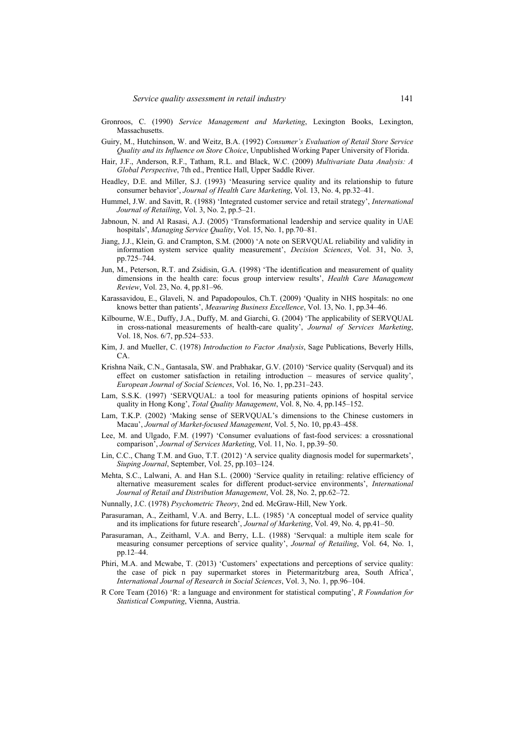Gronroos, C. (1990) *Service Management and Marketing*, Lexington Books, Lexington, Massachusetts.

Guiry, M., Hutchinson, W. and Weitz, B.A. (1992) *Consumer's Evaluation of Retail Store Service Quality and its Influence on Store Choice*, Unpublished Working Paper University of Florida.

Hair, J.F., Anderson, R.F., Tatham, R.L. and Black, W.C. (2009) *Multivariate Data Analysis: A Global Perspective*, 7th ed., Prentice Hall, Upper Saddle River.

Headley, D.E. and Miller, S.J. (1993) 'Measuring service quality and its relationship to future consumer behavior', *Journal of Health Care Marketing*, Vol. 13, No. 4, pp.32–41.

Hummel, J.W. and Savitt, R. (1988) 'Integrated customer service and retail strategy', *International Journal of Retailing*, Vol. 3, No. 2, pp.5–21.

Jabnoun, N. and Al Rasasi, A.J. (2005) 'Transformational leadership and service quality in UAE hospitals', *Managing Service Quality*, Vol. 15, No. 1, pp.70–81.

Jiang, J.J., Klein, G. and Crampton, S.M. (2000) 'A note on SERVQUAL reliability and validity in information system service quality measurement', *Decision Sciences*, Vol. 31, No. 3, pp.725–744.

Jun, M., Peterson, R.T. and Zsidisin, G.A. (1998) 'The identification and measurement of quality dimensions in the health care: focus group interview results', *Health Care Management Review*, Vol. 23, No. 4, pp.81–96.

Karassavidou, E., Glaveli, N. and Papadopoulos, Ch.T. (2009) 'Quality in NHS hospitals: no one knows better than patients', *Measuring Business Excellence*, Vol. 13, No. 1, pp.34–46.

Kilbourne, W.E., Duffy, J.A., Duffy, M. and Giarchi, G. (2004) 'The applicability of SERVQUAL in cross-national measurements of health-care quality', *Journal of Services Marketing*, Vol. 18, Nos. 6/7, pp.524–533.

Kim, J. and Mueller, C. (1978) *Introduction to Factor Analysis*, Sage Publications, Beverly Hills, CA.

Krishna Naik, C.N., Gantasala, SW. and Prabhakar, G.V. (2010) 'Service quality (Servqual) and its effect on customer satisfaction in retailing introduction – measures of service quality', *European Journal of Social Sciences*, Vol. 16, No. 1, pp.231–243.

Lam, S.S.K. (1997) 'SERVQUAL: a tool for measuring patients opinions of hospital service quality in Hong Kong', *Total Quality Management*, Vol. 8, No. 4, pp.145–152.

Lam, T.K.P. (2002) 'Making sense of SERVQUAL's dimensions to the Chinese customers in Macau', *Journal of Market-focused Management*, Vol. 5, No. 10, pp.43–458.

Lee, M. and Ulgado, F.M. (1997) 'Consumer evaluations of fast-food services: a crossnational comparison', *Journal of Services Marketing*, Vol. 11, No. 1, pp.39–50.

Lin, C.C., Chang T.M. and Guo, T.T. (2012) 'A service quality diagnosis model for supermarkets', *Siuping Journal*, September, Vol. 25, pp.103–124.

Mehta, S.C., Lalwani, A. and Han S.L. (2000) 'Service quality in retailing: relative efficiency of alternative measurement scales for different product-service environments', *International Journal of Retail and Distribution Management*, Vol. 28, No. 2, pp.62–72.

Nunnally, J.C. (1978) *Psychometric Theory*, 2nd ed. McGraw-Hill, New York.

Parasuraman, A., Zeithaml, V.A. and Berry, L.L. (1985) 'A conceptual model of service quality and its implications for future research', *Journal of Marketing*, Vol. 49, No. 4, pp.41–50.

Parasuraman, A., Zeithaml, V.A. and Berry, L.L. (1988) 'Servqual: a multiple item scale for measuring consumer perceptions of service quality', *Journal of Retailing*, Vol. 64, No. 1, pp.12–44.

Phiri, M.A. and Mcwabe, T. (2013) 'Customers' expectations and perceptions of service quality: the case of pick n pay supermarket stores in Pietermaritzburg area, South Africa', *International Journal of Research in Social Sciences*, Vol. 3, No. 1, pp.96–104.

R Core Team (2016) 'R: a language and environment for statistical computing', *R Foundation for Statistical Computing*, Vienna, Austria.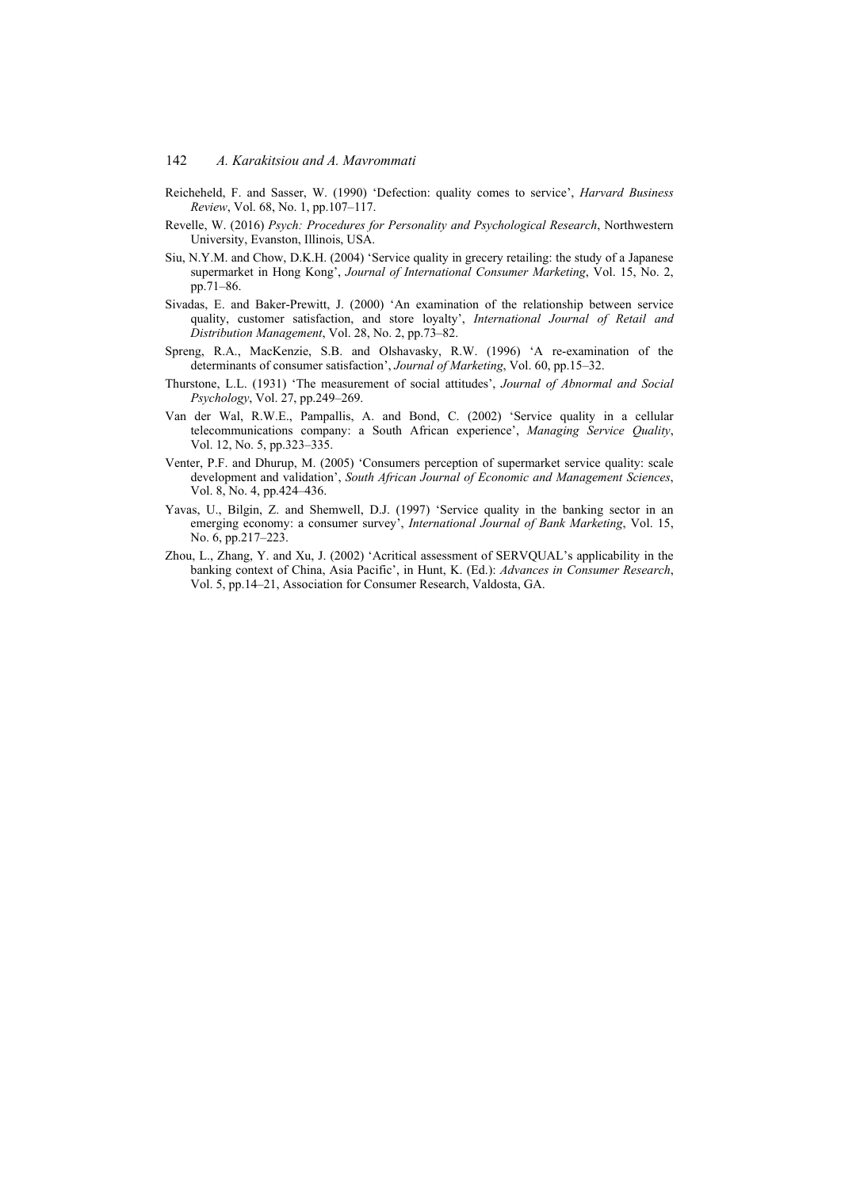Reicheheld, F. and Sasser, W. (1990) 'Defection: quality comes to service', *Harvard Business Review*, Vol. 68, No. 1, pp.107–117.

Revelle, W. (2016) *Psych: Procedures for Personality and Psychological Research*, Northwestern University, Evanston, Illinois, USA.

Siu, N.Y.M. and Chow, D.K.H. (2004) 'Service quality in grecery retailing: the study of a Japanese supermarket in Hong Kong', *Journal of International Consumer Marketing*, Vol. 15, No. 2, pp.71–86.

Sivadas, E. and Baker-Prewitt, J. (2000) 'An examination of the relationship between service quality, customer satisfaction, and store loyalty', *International Journal of Retail and Distribution Management*, Vol. 28, No. 2, pp.73–82.

Spreng, R.A., MacKenzie, S.B. and Olshavasky, R.W. (1996) 'A re-examination of the determinants of consumer satisfaction', *Journal of Marketing*, Vol. 60, pp.15–32.

Thurstone, L.L. (1931) 'The measurement of social attitudes', *Journal of Abnormal and Social Psychology*, Vol. 27, pp.249–269.

Van der Wal, R.W.E., Pampallis, A. and Bond, C. (2002) 'Service quality in a cellular telecommunications company: a South African experience', *Managing Service Quality*, Vol. 12, No. 5, pp.323–335.

Venter, P.F. and Dhurup, M. (2005) 'Consumers perception of supermarket service quality: scale development and validation', *South African Journal of Economic and Management Sciences*, Vol. 8, No. 4, pp.424–436.

Yavas, U., Bilgin, Z. and Shemwell, D.J. (1997) 'Service quality in the banking sector in an emerging economy: a consumer survey', *International Journal of Bank Marketing*, Vol. 15, No. 6, pp.217–223.

Zhou, L., Zhang, Y. and Xu, J. (2002) 'Acritical assessment of SERVQUAL's applicability in the banking context of China, Asia Pacific', in Hunt, K. (Ed.): *Advances in Consumer Research*, Vol. 5, pp.14–21, Association for Consumer Research, Valdosta, GA.